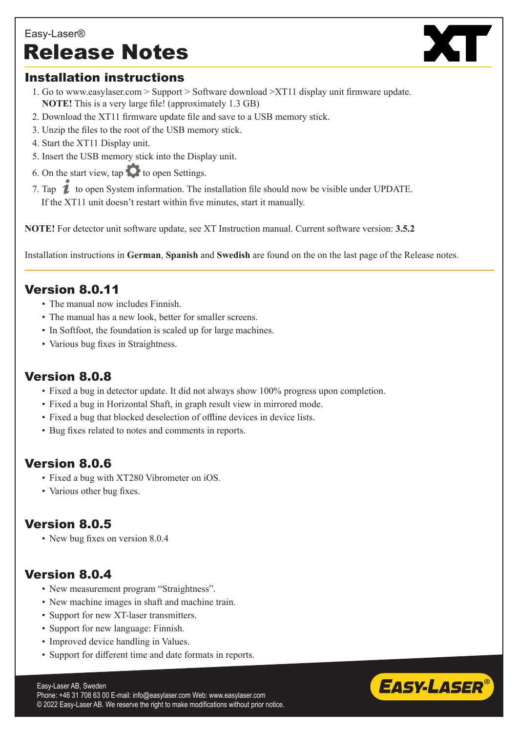Easy-Laser®

# Release Notes

## Installation instructions

1. Go to www.easylaser.com > Support > Software download >XT11 display unit firmware update. **NOTE!** This is a very large file! (approximately 1.3 GB)
2. Download the XT11 firmware update file and save to a USB memory stick.
3. Unzip the files to the root of the USB memory stick.
4. Start the XT11 Display unit.
5. Insert the USB memory stick into the Display unit.
6. On the start view, tap ⚙ to open Settings.
7. Tap *i* to open System information. The installation file should now be visible under UPDATE. If the XT11 unit doesn't restart within five minutes, start it manually.

**NOTE!** For detector unit software update, see XT Instruction manual. Current software version: **3.5.2**

Installation instructions in **German**, **Spanish** and **Swedish** are found on the on the last page of the Release notes.

## Version 8.0.11

- The manual now includes Finnish.
- The manual has a new look, better for smaller screens.
- In Softfoot, the foundation is scaled up for large machines.
- Various bug fixes in Straightness.

## Version 8.0.8

- Fixed a bug in detector update. It did not always show 100% progress upon completion.
- Fixed a bug in Horizontal Shaft, in graph result view in mirrored mode.
- Fixed a bug that blocked deselection of offline devices in device lists.
- Bug fixes related to notes and comments in reports.

## Version 8.0.6

- Fixed a bug with XT280 Vibrometer on iOS.
- Various other bug fixes.

## Version 8.0.5

- New bug fixes on version 8.0.4

## Version 8.0.4

- New measurement program "Straightness".
- New machine images in shaft and machine train.
- Support for new XT-laser transmitters.
- Support for new language: Finnish.
- Improved device handling in Values.
- Support for different time and date formats in reports.

Easy-Laser AB, Sweden
Phone: +46 31 708 63 00 E-mail: info@easylaser.com Web: www.easylaser.com
© 2022 Easy-Laser AB. We reserve the right to make modifications without prior notice.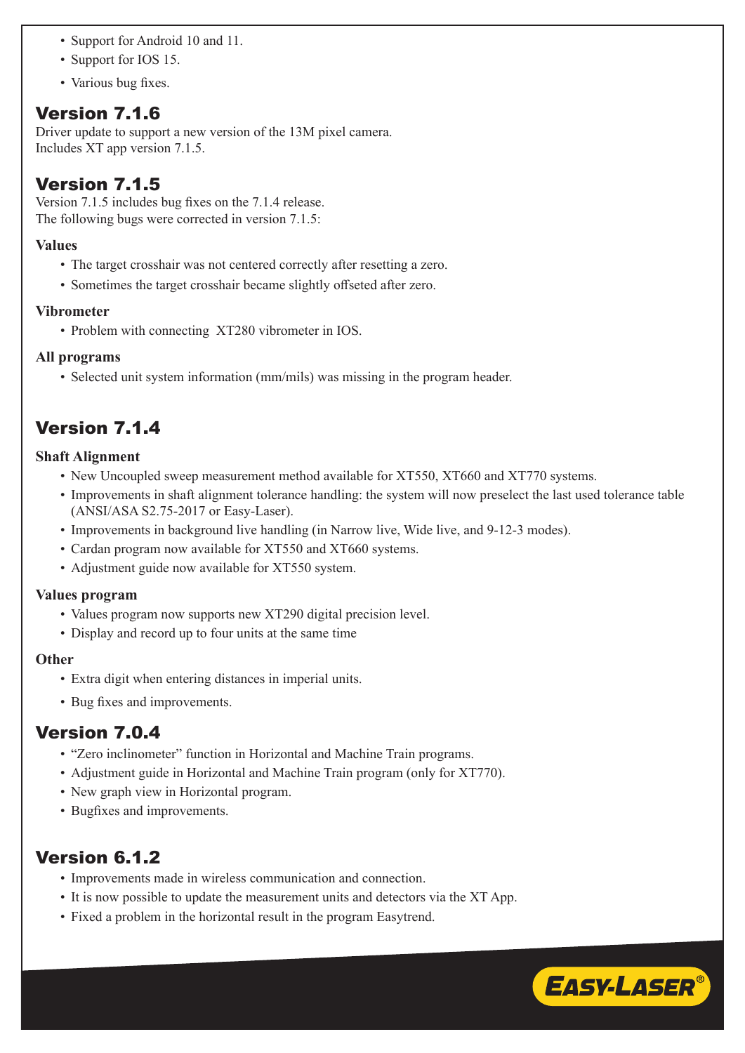- Support for Android 10 and 11.
- Support for IOS 15.
- Various bug fixes.

## Version 7.1.6

Driver update to support a new version of the 13M pixel camera.
Includes XT app version 7.1.5.

## Version 7.1.5

Version 7.1.5 includes bug fixes on the 7.1.4 release.
The following bugs were corrected in version 7.1.5:

**Values**

- The target crosshair was not centered correctly after resetting a zero.
- Sometimes the target crosshair became slightly offseted after zero.

**Vibrometer**

- Problem with connecting XT280 vibrometer in IOS.

**All programs**

- Selected unit system information (mm/mils) was missing in the program header.

## Version 7.1.4

**Shaft Alignment**

- New Uncoupled sweep measurement method available for XT550, XT660 and XT770 systems.
- Improvements in shaft alignment tolerance handling: the system will now preselect the last used tolerance table (ANSI/ASA S2.75-2017 or Easy-Laser).
- Improvements in background live handling (in Narrow live, Wide live, and 9-12-3 modes).
- Cardan program now available for XT550 and XT660 systems.
- Adjustment guide now available for XT550 system.

**Values program**

- Values program now supports new XT290 digital precision level.
- Display and record up to four units at the same time

**Other**

- Extra digit when entering distances in imperial units.
- Bug fixes and improvements.

## Version 7.0.4

- "Zero inclinometer" function in Horizontal and Machine Train programs.
- Adjustment guide in Horizontal and Machine Train program (only for XT770).
- New graph view in Horizontal program.
- Bugfixes and improvements.

## Version 6.1.2

- Improvements made in wireless communication and connection.
- It is now possible to update the measurement units and detectors via the XT App.
- Fixed a problem in the horizontal result in the program Easytrend.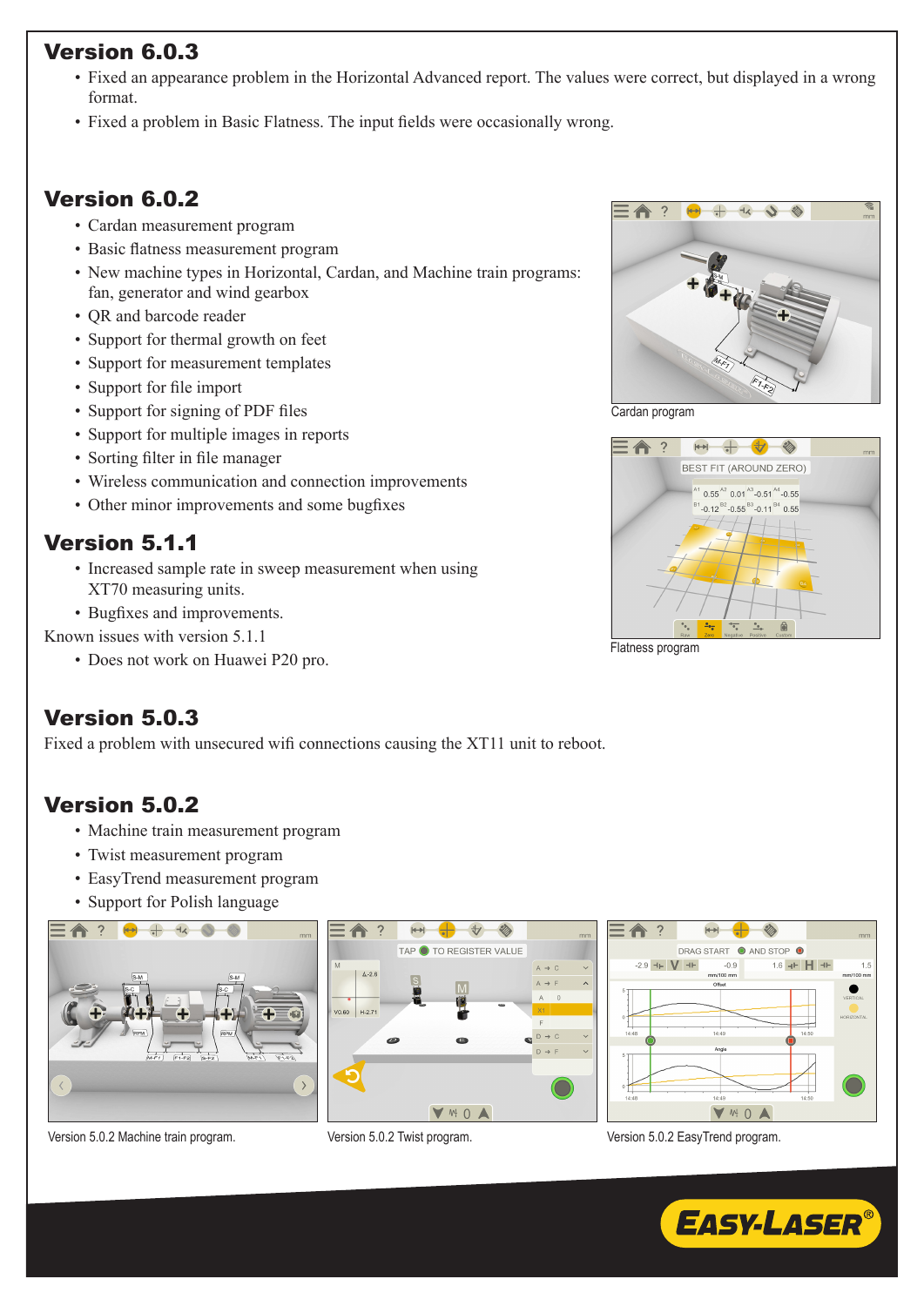## Version 6.0.3

- Fixed an appearance problem in the Horizontal Advanced report. The values were correct, but displayed in a wrong format.
- Fixed a problem in Basic Flatness. The input fields were occasionally wrong.

## Version 6.0.2

- Cardan measurement program
- Basic flatness measurement program
- New machine types in Horizontal, Cardan, and Machine train programs: fan, generator and wind gearbox
- QR and barcode reader
- Support for thermal growth on feet
- Support for measurement templates
- Support for file import
- Support for signing of PDF files
- Support for multiple images in reports
- Sorting filter in file manager
- Wireless communication and connection improvements
- Other minor improvements and some bugfixes

Cardan program

Flatness program

## Version 5.1.1

- Increased sample rate in sweep measurement when using XT70 measuring units.
- Bugfixes and improvements.

Known issues with version 5.1.1

- Does not work on Huawei P20 pro.

## Version 5.0.3

Fixed a problem with unsecured wifi connections causing the XT11 unit to reboot.

## Version 5.0.2

- Machine train measurement program
- Twist measurement program
- EasyTrend measurement program
- Support for Polish language

Version 5.0.2 Machine train program.

Version 5.0.2 Twist program.

Version 5.0.2 EasyTrend program.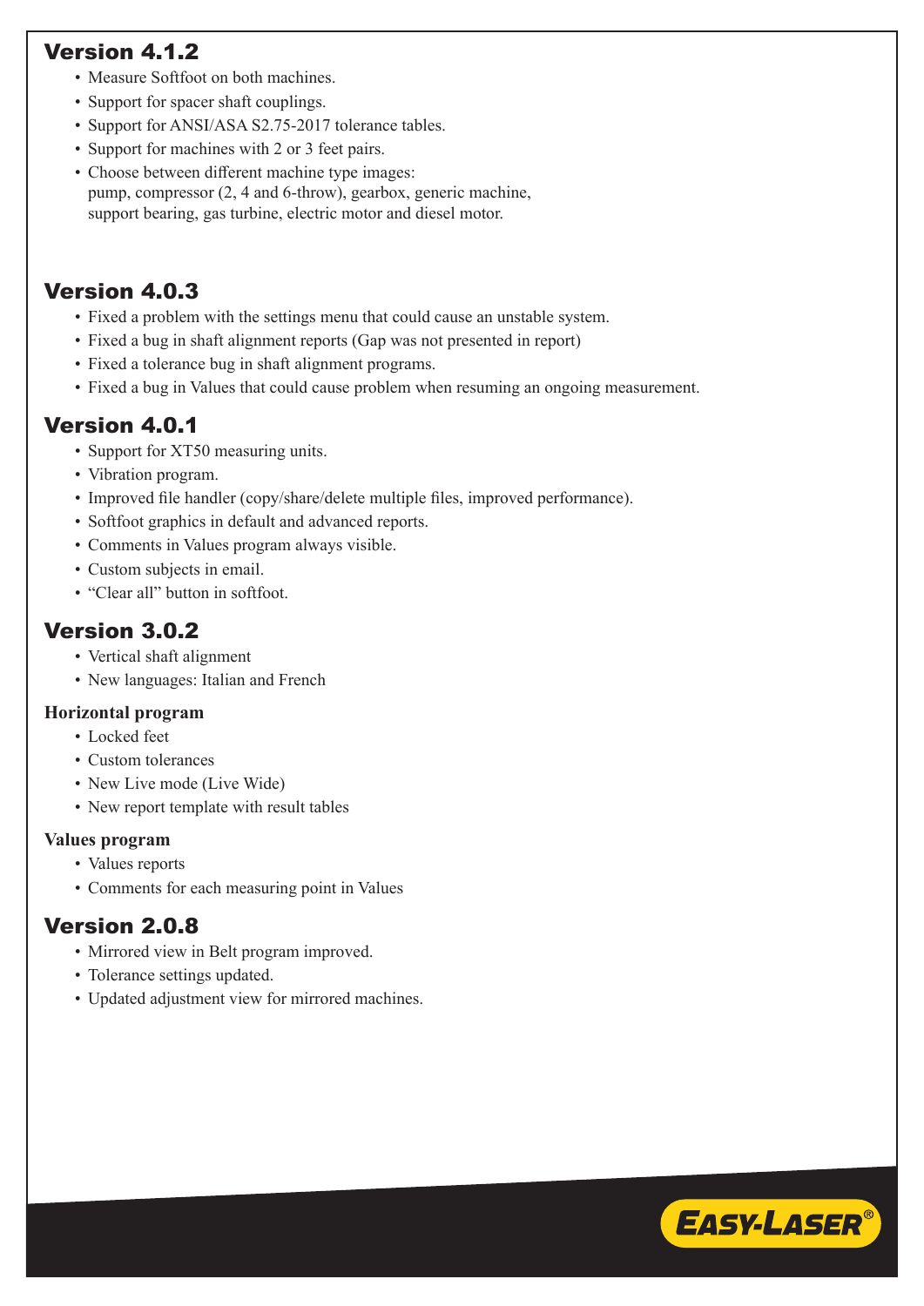## Version 4.1.2

- Measure Softfoot on both machines.
- Support for spacer shaft couplings.
- Support for ANSI/ASA S2.75-2017 tolerance tables.
- Support for machines with 2 or 3 feet pairs.
- Choose between different machine type images:
  pump, compressor (2, 4 and 6-throw), gearbox, generic machine,
  support bearing, gas turbine, electric motor and diesel motor.

## Version 4.0.3

- Fixed a problem with the settings menu that could cause an unstable system.
- Fixed a bug in shaft alignment reports (Gap was not presented in report)
- Fixed a tolerance bug in shaft alignment programs.
- Fixed a bug in Values that could cause problem when resuming an ongoing measurement.

## Version 4.0.1

- Support for XT50 measuring units.
- Vibration program.
- Improved file handler (copy/share/delete multiple files, improved performance).
- Softfoot graphics in default and advanced reports.
- Comments in Values program always visible.
- Custom subjects in email.
- "Clear all" button in softfoot.

## Version 3.0.2

- Vertical shaft alignment
- New languages: Italian and French

### Horizontal program

- Locked feet
- Custom tolerances
- New Live mode (Live Wide)
- New report template with result tables

### Values program

- Values reports
- Comments for each measuring point in Values

## Version 2.0.8

- Mirrored view in Belt program improved.
- Tolerance settings updated.
- Updated adjustment view for mirrored machines.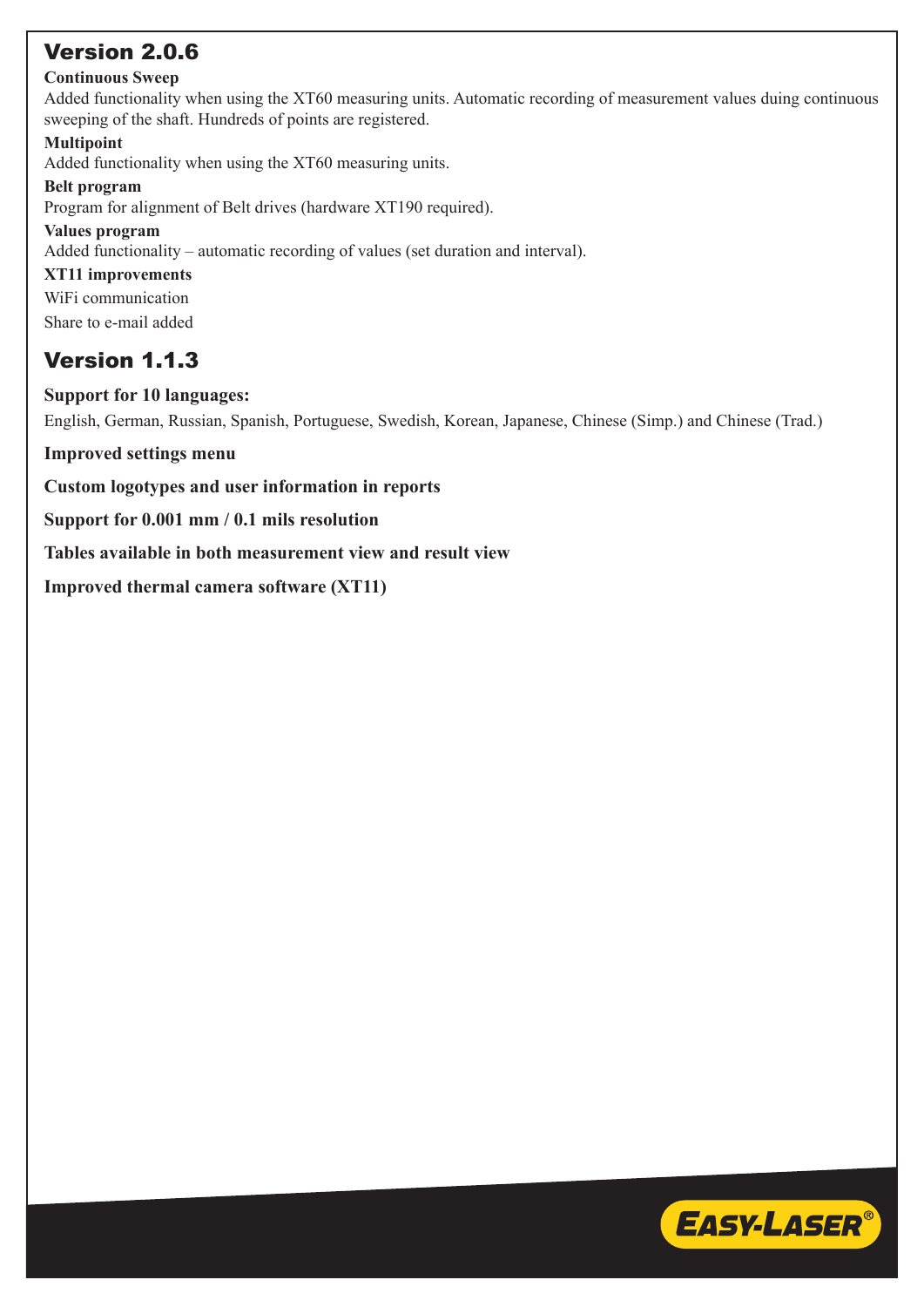## Version 2.0.6

**Continuous Sweep**

Added functionality when using the XT60 measuring units. Automatic recording of measurement values during continuous sweeping of the shaft. Hundreds of points are registered.

**Multipoint**

Added functionality when using the XT60 measuring units.

**Belt program**

Program for alignment of Belt drives (hardware XT190 required).

**Values program**

Added functionality – automatic recording of values (set duration and interval).

**XT11 improvements**

WiFi communication

Share to e-mail added

## Version 1.1.3

**Support for 10 languages:**

English, German, Russian, Spanish, Portuguese, Swedish, Korean, Japanese, Chinese (Simp.) and Chinese (Trad.)

**Improved settings menu**

**Custom logotypes and user information in reports**

**Support for 0.001 mm / 0.1 mils resolution**

**Tables available in both measurement view and result view**

**Improved thermal camera software (XT11)**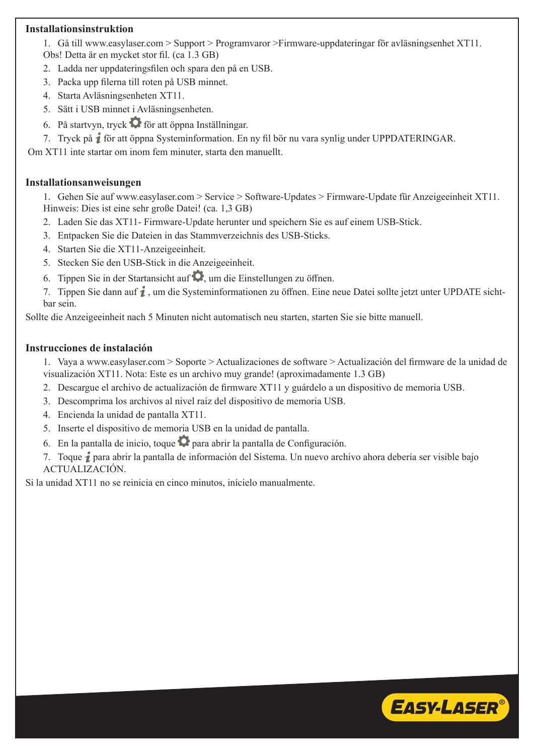## Installationsinstruktion

1. Gå till www.easylaser.com > Support > Programvaror >Firmware-uppdateringar för avläsningsenhet XT11. Obs! Detta är en mycket stor fil. (ca 1.3 GB)
2. Ladda ner uppdateringsfilen och spara den på en USB.
3. Packa upp filerna till roten på USB minnet.
4. Starta Avläsningsenheten XT11.
5. Sätt i USB minnet i Avläsningsenheten.
6. På startvyn, tryck ⚙ för att öppna Inställningar.
7. Tryck på *i* för att öppna Systeminformation. En ny fil bör nu vara synlig under UPPDATERINGAR.

Om XT11 inte startar om inom fem minuter, starta den manuellt.

## Installationsanweisungen

1. Gehen Sie auf www.easylaser.com > Service > Software-Updates > Firmware-Update für Anzeigeeinheit XT11. Hinweis: Dies ist eine sehr große Datei! (ca. 1,3 GB)
2. Laden Sie das XT11- Firmware-Update herunter und speichern Sie es auf einem USB-Stick.
3. Entpacken Sie die Dateien in das Stammverzeichnis des USB-Sticks.
4. Starten Sie die XT11-Anzeigeeinheit.
5. Stecken Sie den USB-Stick in die Anzeigeeinheit.
6. Tippen Sie in der Startansicht auf ⚙, um die Einstellungen zu öffnen.
7. Tippen Sie dann auf *i* , um die Systeminformationen zu öffnen. Eine neue Datei sollte jetzt unter UPDATE sichtbar sein.

Sollte die Anzeigeeinheit nach 5 Minuten nicht automatisch neu starten, starten Sie sie bitte manuell.

## Instrucciones de instalación

1. Vaya a www.easylaser.com > Soporte > Actualizaciones de software > Actualización del firmware de la unidad de visualización XT11. Nota: Este es un archivo muy grande! (aproximadamente 1.3 GB)
2. Descargue el archivo de actualización de firmware XT11 y guárdelo a un dispositivo de memoria USB.
3. Descomprima los archivos al nivel raíz del dispositivo de memoria USB.
4. Encienda la unidad de pantalla XT11.
5. Inserte el dispositivo de memoria USB en la unidad de pantalla.
6. En la pantalla de inicio, toque ⚙ para abrir la pantalla de Configuración.
7. Toque *i* para abrir la pantalla de información del Sistema. Un nuevo archivo ahora debería ser visible bajo ACTUALIZACIÓN.

Si la unidad XT11 no se reinicia en cinco minutos, inícielo manualmente.

EASY-LASER®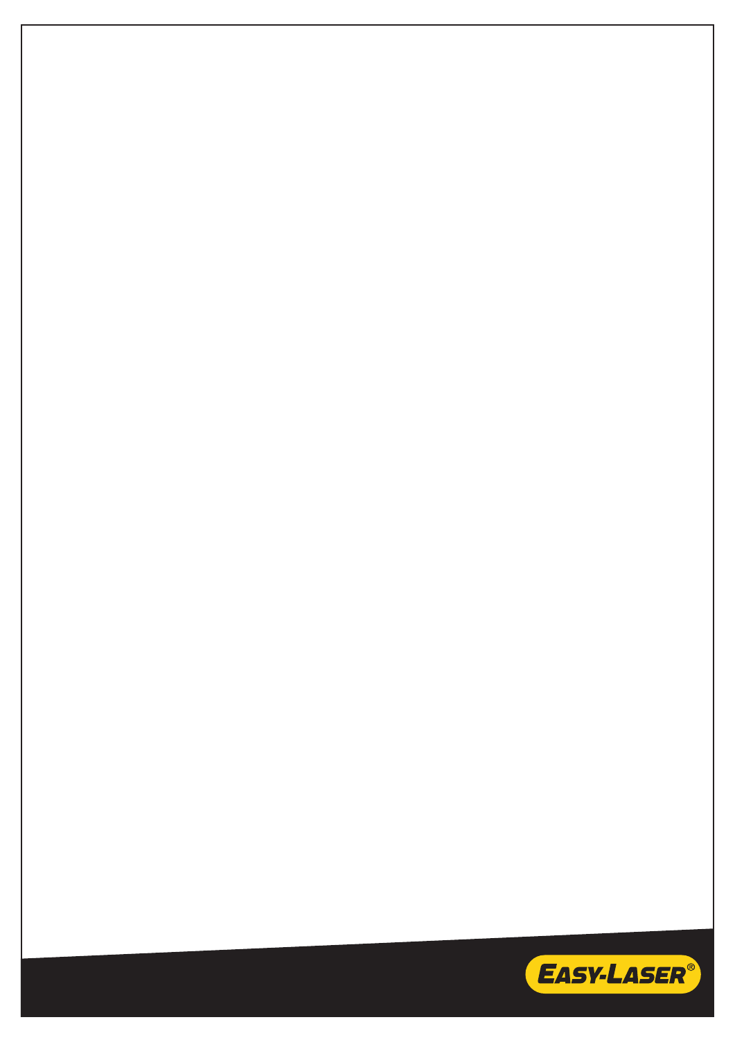EASY-LASER®